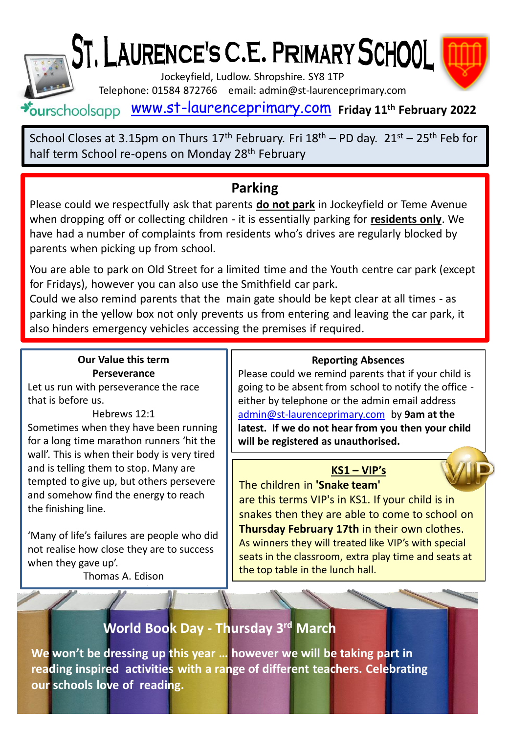# St. Laurence's C.E. Primary School

Jockeyfield, Ludlow. Shropshire. SY8 1TP

Telephone: 01584 872766 email: admin@st-laurenceprimary.com

ourschoolsapp www.st-laurenceprimary.com **Friday 11th February 2022**

School Closes at 3.15pm on Thurs 17th February. Fri 18th – PD day. 21st – 25th Feb for half term School re-opens on Monday 28th February

## Parking

Please could we respectfully ask that parents **do not park** in Jockeyfield or Teme Avenue when dropping off or collecting children - it is essentially parking for **residents only**. We have had a number of complaints from residents who's drives are regularly blocked by parents when picking up from school.

You are able to park on Old Street for a limited time and the Youth centre car park (except for Fridays), however you can also use the Smithfield car park.

Could we also remind parents that the main gate should be kept clear at all times - as parking in the yellow box not only prevents us from entering and leaving the car park, it also hinders emergency vehicles accessing the premises if required.

### Our Value this term
### Perseverance

Let us run with perseverance the race that is before us.

Hebrews 12:1

Sometimes when they have been running for a long time marathon runners 'hit the wall'. This is when their body is very tired and is telling them to stop. Many are tempted to give up, but others persevere and somehow find the energy to reach the finishing line.

'Many of life's failures are people who did not realise how close they are to success when they gave up'.

Thomas A. Edison

### Reporting Absences

Please could we remind parents that if your child is going to be absent from school to notify the office - either by telephone or the admin email address admin@st-laurenceprimary.com by **9am at the latest. If we do not hear from you then your child will be registered as unauthorised.**

### KS1 – VIP's

The children in **'Snake team'** are this terms VIP's in KS1. If your child is in snakes then they are able to come to school on **Thursday February 17th** in their own clothes. As winners they will treated like VIP's with special seats in the classroom, extra play time and seats at the top table in the lunch hall.

## World Book Day - Thursday 3rd March

**We won't be dressing up this year … however we will be taking part in reading inspired activities with a range of different teachers. Celebrating our schools love of reading.**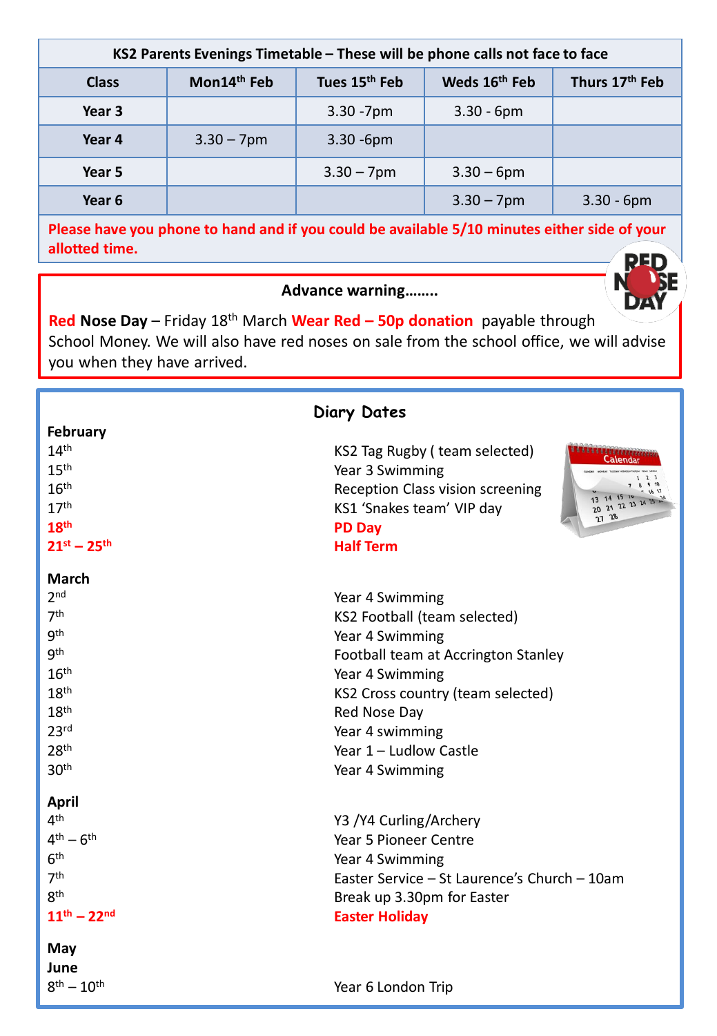| KS2 Parents Evenings Timetable – These will be phone calls not face to face | | | | |
|---|---|---|---|---|
| **Class** | **Mon14th Feb** | **Tues 15th Feb** | **Weds 16th Feb** | **Thurs 17th Feb** |
| **Year 3** | | 3.30 -7pm | 3.30 - 6pm | |
| **Year 4** | 3.30 – 7pm | 3.30 -6pm | | |
| **Year 5** | | 3.30 – 7pm | 3.30 – 6pm | |
| **Year 6** | | | 3.30 – 7pm | 3.30 - 6pm |

**Please have you phone to hand and if you could be available 5/10 minutes either side of your allotted time.**

**Advance warning……..**

**Red Nose Day** – Friday 18th March **Wear Red – 50p donation** payable through School Money. We will also have red noses on sale from the school office, we will advise you when they have arrived.

## Diary Dates

**February**

| | |
|---|---|
| 14th | KS2 Tag Rugby ( team selected) |
| 15th | Year 3 Swimming |
| 16th | Reception Class vision screening |
| 17th | KS1 'Snakes team' VIP day |
| **18th** | **PD Day** |
| **21st – 25th** | **Half Term** |

**March**

| | |
|---|---|
| 2nd | Year 4 Swimming |
| 7th | KS2 Football (team selected) |
| 9th | Year 4 Swimming |
| 9th | Football team at Accrington Stanley |
| 16th | Year 4 Swimming |
| 18th | KS2 Cross country (team selected) |
| 18th | Red Nose Day |
| 23rd | Year 4 swimming |
| 28th | Year 1 – Ludlow Castle |
| 30th | Year 4 Swimming |

**April**

| | |
|---|---|
| 4th | Y3 /Y4 Curling/Archery |
| 4th – 6th | Year 5 Pioneer Centre |
| 6th | Year 4 Swimming |
| 7th | Easter Service – St Laurence's Church – 10am |
| 8th | Break up 3.30pm for Easter |
| **11th – 22nd** | **Easter Holiday** |

**May**

**June**

| | |
|---|---|
| 8th – 10th | Year 6 London Trip |